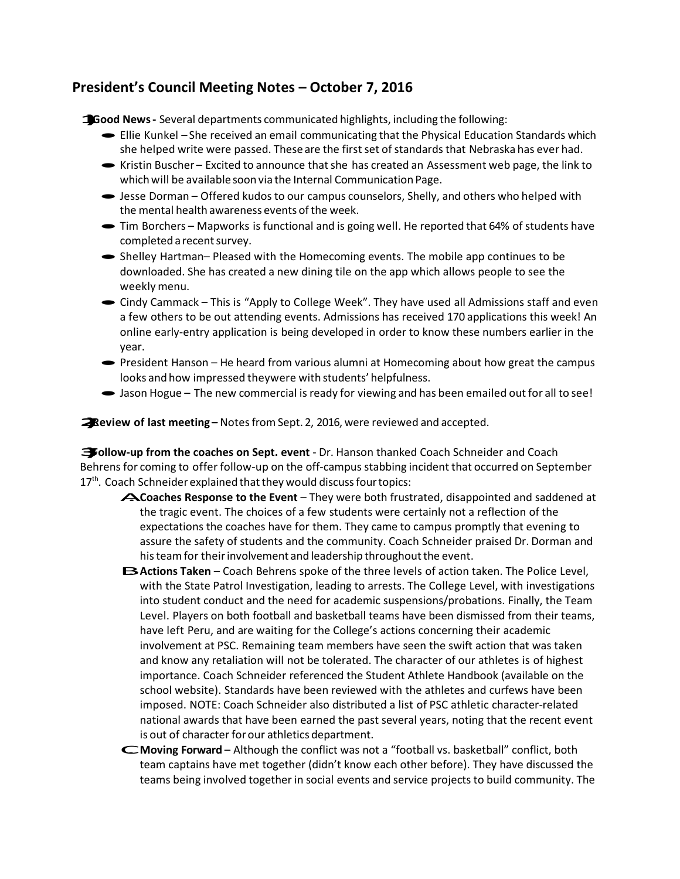## President's Council Meeting Notes – October 7, 2016

1. **Good News -** Several departments communicated highlights, including the following:
   - Ellie Kunkel – She received an email communicating that the Physical Education Standards which she helped write were passed. These are the first set of standards that Nebraska has ever had.
   - Kristin Buscher – Excited to announce that she has created an Assessment web page, the link to which will be available soon via the Internal Communication Page.
   - Jesse Dorman – Offered kudos to our campus counselors, Shelly, and others who helped with the mental health awareness events of the week.
   - Tim Borchers – Mapworks is functional and is going well. He reported that 64% of students have completed a recent survey.
   - Shelley Hartman– Pleased with the Homecoming events. The mobile app continues to be downloaded. She has created a new dining tile on the app which allows people to see the weekly menu.
   - Cindy Cammack – This is "Apply to College Week". They have used all Admissions staff and even a few others to be out attending events. Admissions has received 170 applications this week! An online early-entry application is being developed in order to know these numbers earlier in the year.
   - President Hanson – He heard from various alumni at Homecoming about how great the campus looks and how impressed theywere with students' helpfulness.
   - Jason Hogue – The new commercial is ready for viewing and has been emailed out for all to see!

2. **Review of last meeting –** Notes from Sept. 2, 2016, were reviewed and accepted.

3. **Follow-up from the coaches on Sept. event** - Dr. Hanson thanked Coach Schneider and Coach Behrens for coming to offer follow-up on the off-campus stabbing incident that occurred on September 17th. Coach Schneider explained that they would discuss four topics:

   A. **Coaches Response to the Event** – They were both frustrated, disappointed and saddened at the tragic event. The choices of a few students were certainly not a reflection of the expectations the coaches have for them. They came to campus promptly that evening to assure the safety of students and the community. Coach Schneider praised Dr. Dorman and his team for their involvement and leadership throughout the event.

   B. **Actions Taken** – Coach Behrens spoke of the three levels of action taken. The Police Level, with the State Patrol Investigation, leading to arrests. The College Level, with investigations into student conduct and the need for academic suspensions/probations. Finally, the Team Level. Players on both football and basketball teams have been dismissed from their teams, have left Peru, and are waiting for the College's actions concerning their academic involvement at PSC. Remaining team members have seen the swift action that was taken and know any retaliation will not be tolerated. The character of our athletes is of highest importance. Coach Schneider referenced the Student Athlete Handbook (available on the school website). Standards have been reviewed with the athletes and curfews have been imposed. NOTE: Coach Schneider also distributed a list of PSC athletic character-related national awards that have been earned the past several years, noting that the recent event is out of character for our athletics department.

   C. **Moving Forward** – Although the conflict was not a "football vs. basketball" conflict, both team captains have met together (didn't know each other before). They have discussed the teams being involved together in social events and service projects to build community. The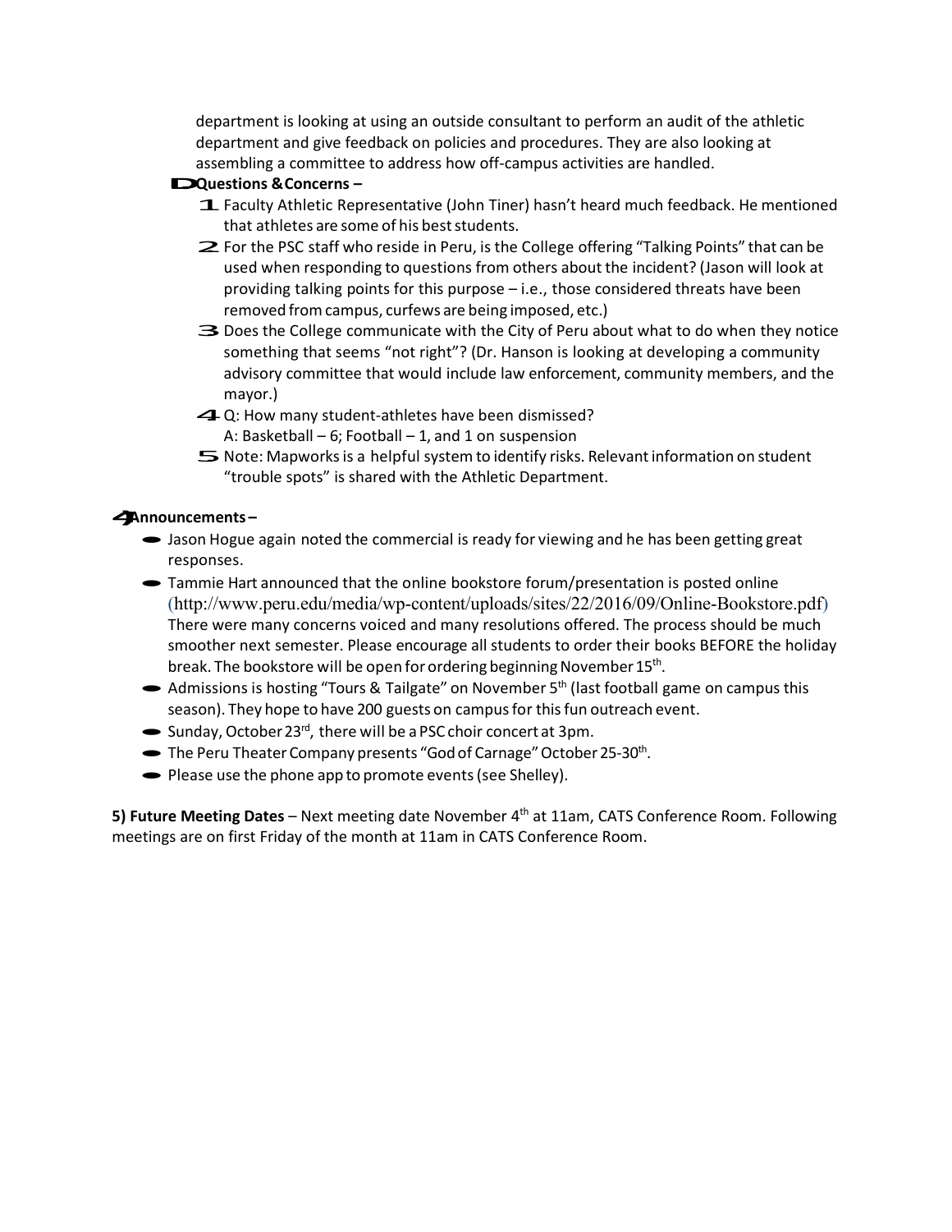department is looking at using an outside consultant to perform an audit of the athletic department and give feedback on policies and procedures. They are also looking at assembling a committee to address how off-campus activities are handled.

D) **Questions & Concerns –**

1. Faculty Athletic Representative (John Tiner) hasn't heard much feedback. He mentioned that athletes are some of his best students.
2. For the PSC staff who reside in Peru, is the College offering "Talking Points" that can be used when responding to questions from others about the incident? (Jason will look at providing talking points for this purpose – i.e., those considered threats have been removed from campus, curfews are being imposed, etc.)
3. Does the College communicate with the City of Peru about what to do when they notice something that seems "not right"? (Dr. Hanson is looking at developing a community advisory committee that would include law enforcement, community members, and the mayor.)
4. Q: How many student-athletes have been dismissed?
   A: Basketball – 6; Football – 1, and 1 on suspension
5. Note: Mapworks is a helpful system to identify risks. Relevant information on student "trouble spots" is shared with the Athletic Department.

**4) Announcements –**

- Jason Hogue again noted the commercial is ready for viewing and he has been getting great responses.
- Tammie Hart announced that the online bookstore forum/presentation is posted online (http://www.peru.edu/media/wp-content/uploads/sites/22/2016/09/Online-Bookstore.pdf) There were many concerns voiced and many resolutions offered. The process should be much smoother next semester. Please encourage all students to order their books BEFORE the holiday break. The bookstore will be open for ordering beginning November 15th.
- Admissions is hosting "Tours & Tailgate" on November 5th (last football game on campus this season). They hope to have 200 guests on campus for this fun outreach event.
- Sunday, October 23rd, there will be a PSC choir concert at 3pm.
- The Peru Theater Company presents "God of Carnage" October 25-30th.
- Please use the phone app to promote events (see Shelley).

**5) Future Meeting Dates** – Next meeting date November 4th at 11am, CATS Conference Room. Following meetings are on first Friday of the month at 11am in CATS Conference Room.